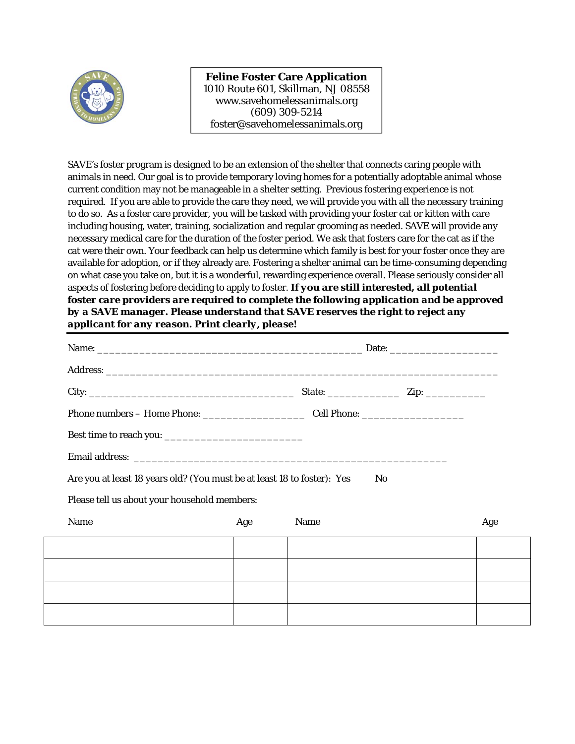**Feline Foster Care Application**
1010 Route 601, Skillman, NJ 08558
www.savehomelessanimals.org
(609) 309-5214
foster@savehomelessanimals.org

SAVE's foster program is designed to be an extension of the shelter that connects caring people with animals in need. Our goal is to provide temporary loving homes for a potentially adoptable animal whose current condition may not be manageable in a shelter setting. Previous fostering experience is not required. If you are able to provide the care they need, we will provide you with all the necessary training to do so. As a foster care provider, you will be tasked with providing your foster cat or kitten with care including housing, water, training, socialization and regular grooming as needed. SAVE will provide any necessary medical care for the duration of the foster period. We ask that fosters care for the cat as if the cat were their own. Your feedback can help us determine which family is best for your foster once they are available for adoption, or if they already are. Fostering a shelter animal can be time-consuming depending on what case you take on, but it is a wonderful, rewarding experience overall. Please seriously consider all aspects of fostering before deciding to apply to foster. ***If you are still interested, all potential foster care providers are required to complete the following application and be approved by a SAVE manager. Please understand that SAVE reserves the right to reject any applicant for any reason. Print clearly, please!***

---

Name: ____________________________________________ Date: __________________

Address: ________________________________________________________________

City: _________________________________ State: ____________ Zip: __________

Phone numbers – Home Phone: _________________ Cell Phone: _________________

Best time to reach you: _______________________

Email address: ____________________________________________________

Are you at least 18 years old? (You must be at least 18 to foster): Yes No

Please tell us about your household members:

| Name | Age | Name | Age |
|---|---|---|---|
| | | | |
| | | | |
| | | | |
| | | | |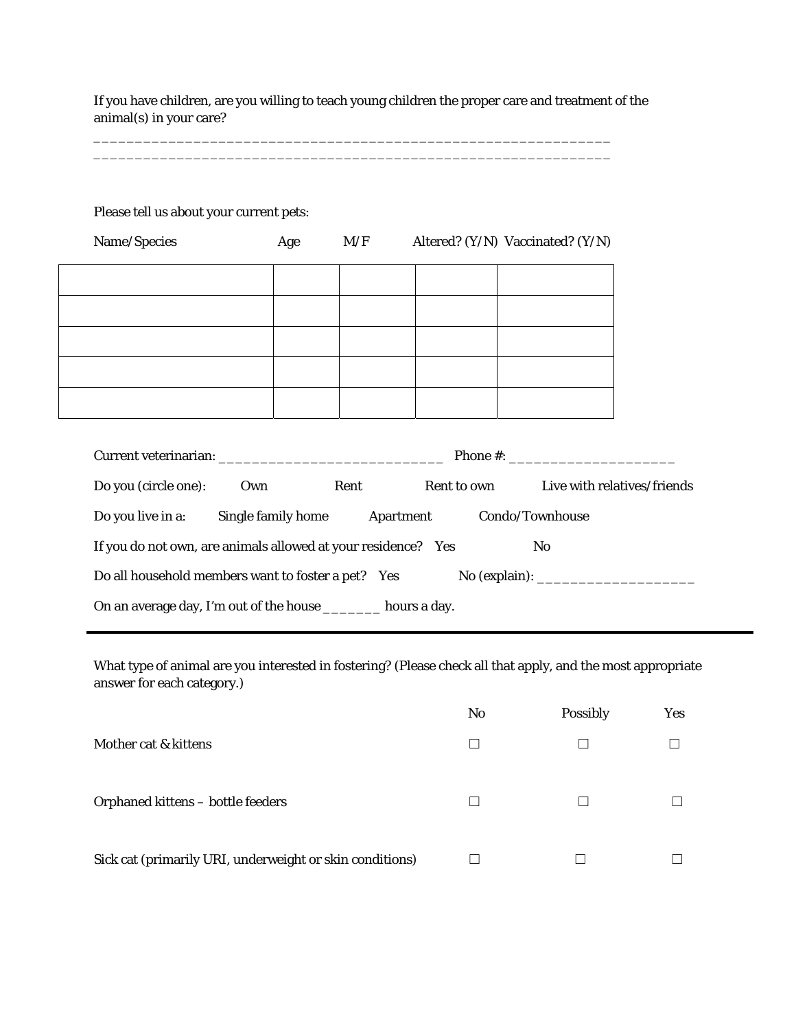If you have children, are you willing to teach young children the proper care and treatment of the animal(s) in your care?

______________________________________________________________
______________________________________________________________

Please tell us about your current pets:

| Name/Species | Age | M/F | Altered? (Y/N) | Vaccinated? (Y/N) |
|---|---|---|---|---|
| | | | | |
| | | | | |
| | | | | |
| | | | | |
| | | | | |

Current veterinarian: __________________________ Phone #: ____________________

Do you (circle one): Own Rent Rent to own Live with relatives/friends

Do you live in a: Single family home Apartment Condo/Townhouse

If you do not own, are animals allowed at your residence? Yes No

Do all household members want to foster a pet? Yes No (explain): __________________

On an average day, I'm out of the house _______ hours a day.

---

What type of animal are you interested in fostering? (Please check all that apply, and the most appropriate answer for each category.)

| | No | Possibly | Yes |
|---|---|---|---|
| Mother cat & kittens | ☐ | ☐ | ☐ |
| Orphaned kittens – bottle feeders | ☐ | ☐ | ☐ |
| Sick cat (primarily URI, underweight or skin conditions) | ☐ | ☐ | ☐ |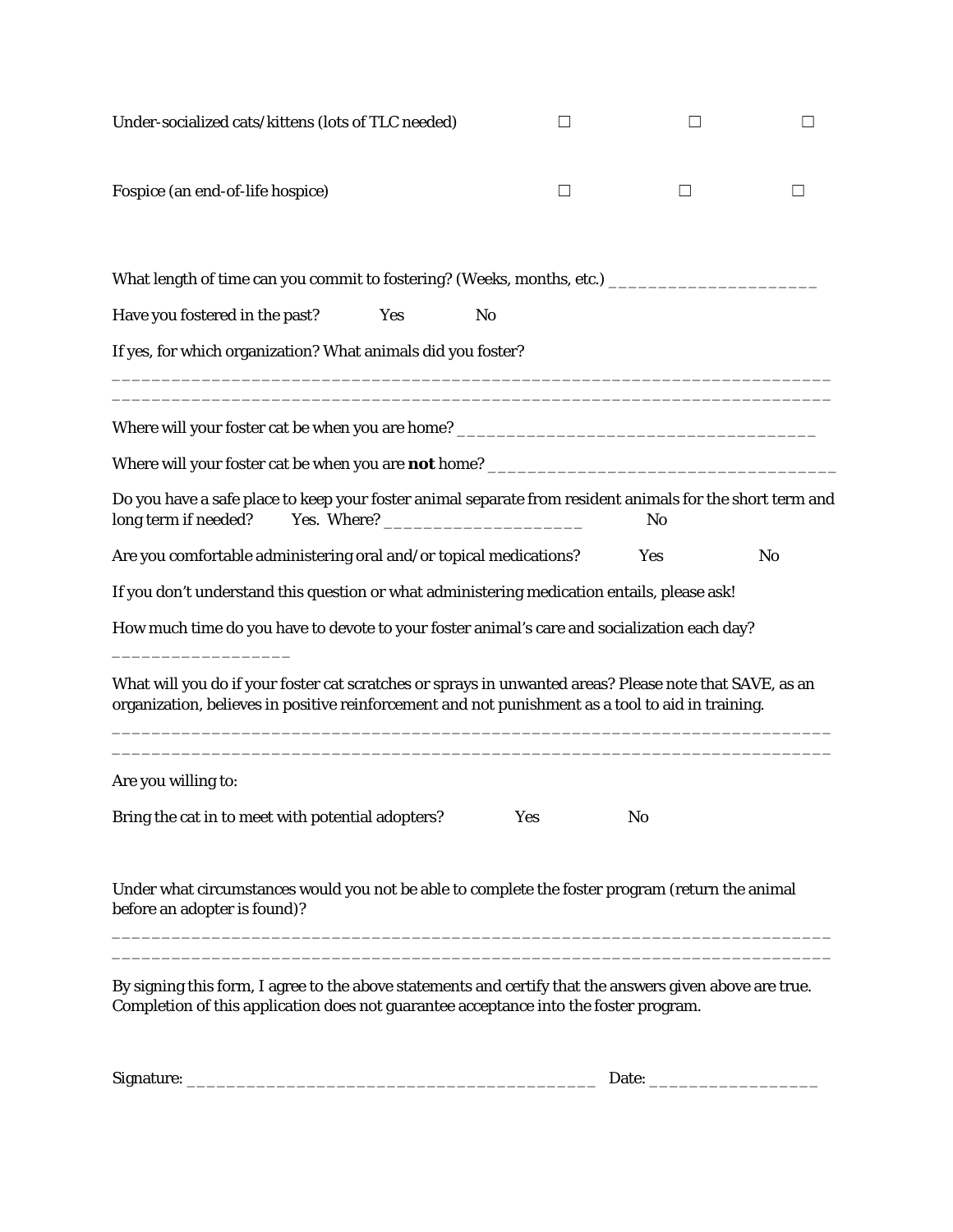| | | | |
|---|---|---|---|
| Under-socialized cats/kittens (lots of TLC needed) | ☐ | ☐ | ☐ |
| Fospice (an end-of-life hospice) | ☐ | ☐ | ☐ |

What length of time can you commit to fostering? (Weeks, months, etc.) ____________________

Have you fostered in the past? Yes No

If yes, for which organization? What animals did you foster?

______________________________________________________________________
______________________________________________________________________

Where will your foster cat be when you are home? ___________________________________

Where will your foster cat be when you are **not** home? _________________________________

Do you have a safe place to keep your foster animal separate from resident animals for the short term and long term if needed? Yes. Where? ____________________ No

Are you comfortable administering oral and/or topical medications? Yes No

If you don't understand this question or what administering medication entails, please ask!

How much time do you have to devote to your foster animal's care and socialization each day?

_________________

What will you do if your foster cat scratches or sprays in unwanted areas? Please note that SAVE, as an organization, believes in positive reinforcement and not punishment as a tool to aid in training.

______________________________________________________________________
______________________________________________________________________

Are you willing to:

Bring the cat in to meet with potential adopters? Yes No

Under what circumstances would you not be able to complete the foster program (return the animal before an adopter is found)?

______________________________________________________________________
______________________________________________________________________

By signing this form, I agree to the above statements and certify that the answers given above are true. Completion of this application does not guarantee acceptance into the foster program.

Signature: ________________________________________ Date: ________________